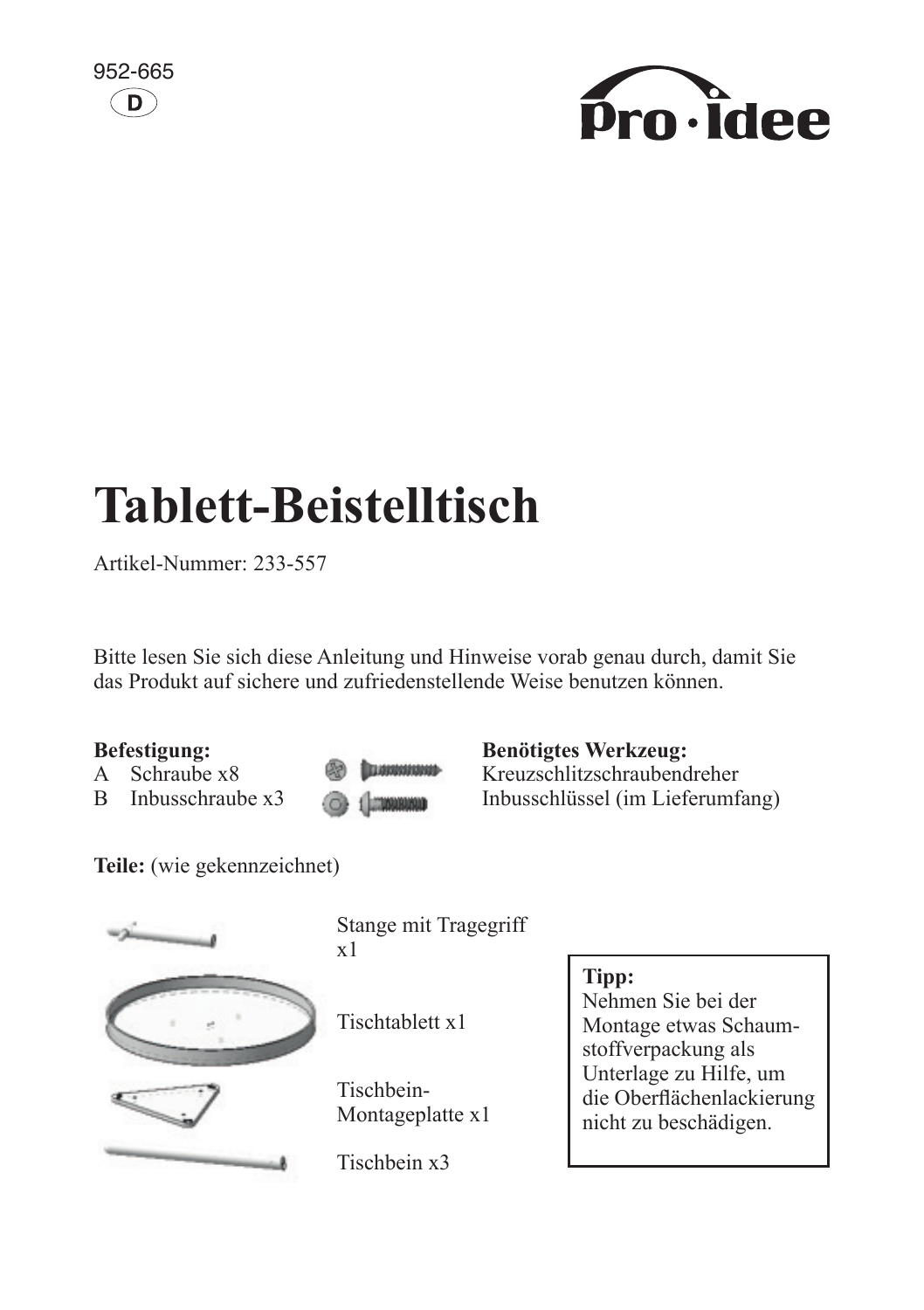952-665

D

Pro·idee

# Tablett-Beistelltisch

Artikel-Nummer: 233-557

Bitte lesen Sie sich diese Anleitung und Hinweise vorab genau durch, damit Sie das Produkt auf sichere und zufriedenstellende Weise benutzen können.

**Befestigung:**

A Schraube x8

B Inbusschraube x3

**Benötigtes Werkzeug:**

Kreuzschlitzschraubendreher

Inbusschlüssel (im Lieferumfang)

**Teile:** (wie gekennzeichnet)

Stange mit Tragegriff x1

Tischtablett x1

Tischbein-Montageplatte x1

Tischbein x3

**Tipp:**
Nehmen Sie bei der Montage etwas Schaumstoffverpackung als Unterlage zu Hilfe, um die Oberflächenlackierung nicht zu beschädigen.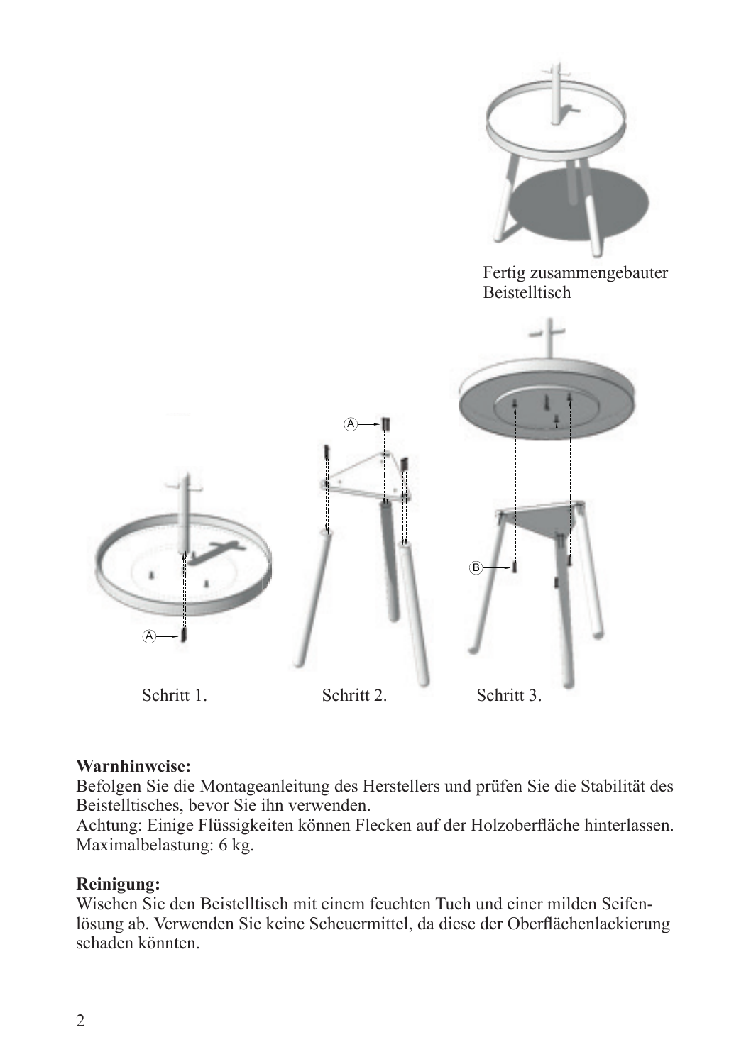Fertig zusammengebauter Beistelltisch

A

A

B

Schritt 1.

Schritt 2.

Schritt 3.

**Warnhinweise:**
Befolgen Sie die Montageanleitung des Herstellers und prüfen Sie die Stabilität des Beistelltisches, bevor Sie ihn verwenden.
Achtung: Einige Flüssigkeiten können Flecken auf der Holzoberfläche hinterlassen.
Maximalbelastung: 6 kg.

**Reinigung:**
Wischen Sie den Beistelltisch mit einem feuchten Tuch und einer milden Seifenlösung ab. Verwenden Sie keine Scheuermittel, da diese der Oberflächenlackierung schaden könnten.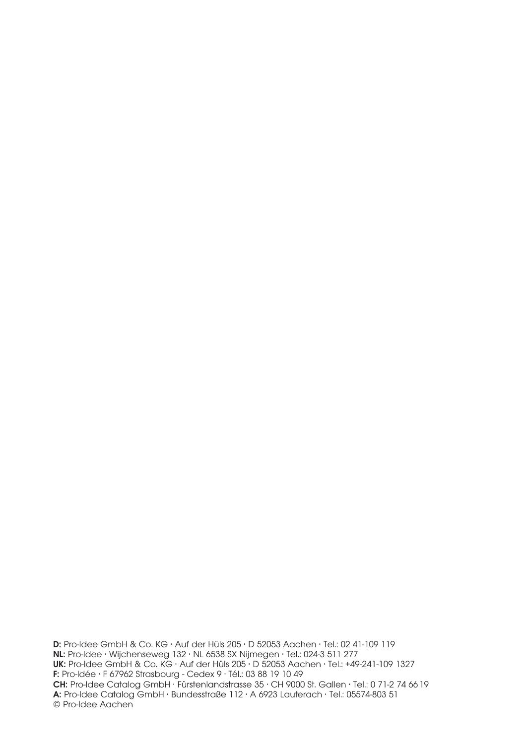**D:** Pro-Idee GmbH & Co. KG · Auf der Hüls 205 · D 52053 Aachen · Tel.: 02 41-109 119
**NL:** Pro-Idee · Wijchenseweg 132 · NL 6538 SX Nijmegen · Tel.: 024-3 511 277
**UK:** Pro-Idee GmbH & Co. KG · Auf der Hüls 205 · D 52053 Aachen · Tel.: +49-241-109 1327
**F:** Pro-Idée · F 67962 Strasbourg - Cedex 9 · Tél.: 03 88 19 10 49
**CH:** Pro-Idee Catalog GmbH · Fürstenlandstrasse 35 · CH 9000 St. Gallen · Tel.: 0 71-2 74 66 19
**A:** Pro-Idee Catalog GmbH · Bundesstraße 112 · A 6923 Lauterach · Tel.: 05574-803 51
© Pro-Idee Aachen